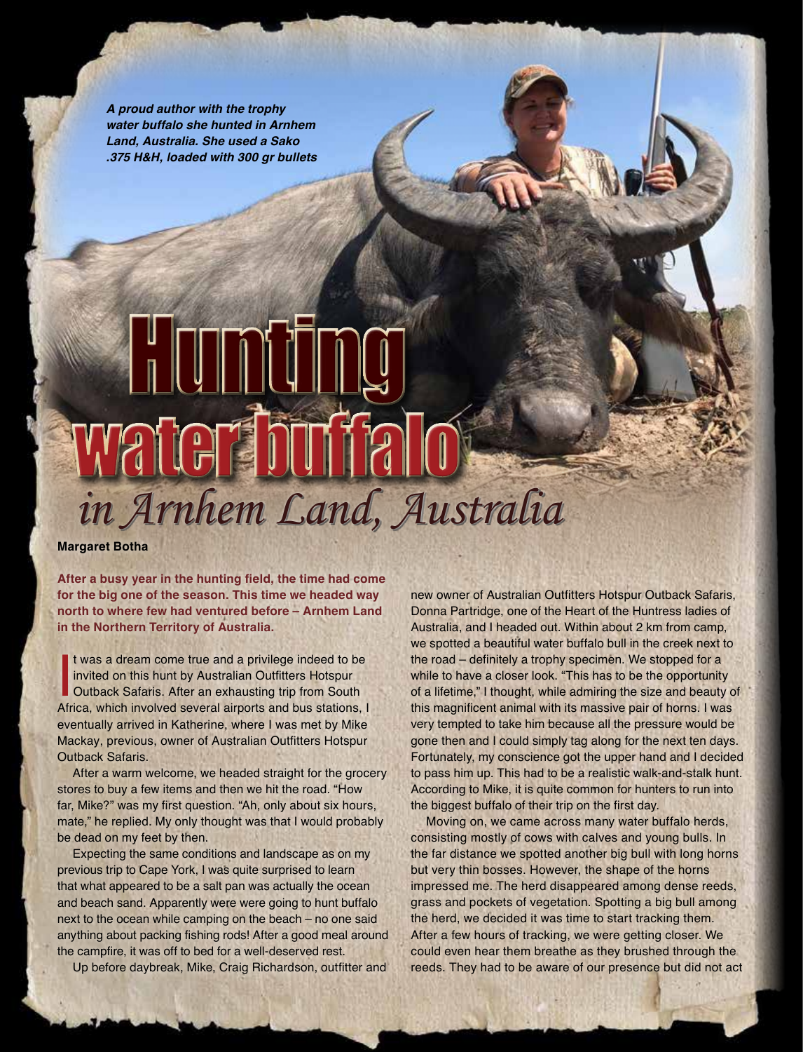*A proud author with the trophy water buffalo she hunted in Arnhem Land, Australia. She used a Sako .375 H&H, loaded with 300 gr bullets*

# Hunting water buffalo *in Arnhem Land, Australia*

**Margaret Botha**

**After a busy year in the hunting field, the time had come for the big one of the season. This time we headed way north to where few had ventured before – Arnhem Land in the Northern Territory of Australia.**

It was a dream come true and a privilege indeed to be invited on this hunt by Australian Outfitters Hotspur Outback Safaris. After an exhausting trip from South Africa, which involved several airports and bus stations, I eventually arrived in Katherine, where I was met by Mike Mackay, previous, owner of Australian Outfitters Hotspur Outback Safaris.

After a warm welcome, we headed straight for the grocery stores to buy a few items and then we hit the road. "How far, Mike?" was my first question. "Ah, only about six hours, mate," he replied. My only thought was that I would probably be dead on my feet by then.

Expecting the same conditions and landscape as on my previous trip to Cape York, I was quite surprised to learn that what appeared to be a salt pan was actually the ocean and beach sand. Apparently were were going to hunt buffalo next to the ocean while camping on the beach – no one said anything about packing fishing rods! After a good meal around the campfire, it was off to bed for a well-deserved rest.

Up before daybreak, Mike, Craig Richardson, outfitter and new owner of Australian Outfitters Hotspur Outback Safaris, Donna Partridge, one of the Heart of the Huntress ladies of Australia, and I headed out. Within about 2 km from camp, we spotted a beautiful water buffalo bull in the creek next to the road – definitely a trophy specimen. We stopped for a while to have a closer look. "This has to be the opportunity of a lifetime," I thought, while admiring the size and beauty of this magnificent animal with its massive pair of horns. I was very tempted to take him because all the pressure would be gone then and I could simply tag along for the next ten days. Fortunately, my conscience got the upper hand and I decided to pass him up. This had to be a realistic walk-and-stalk hunt. According to Mike, it is quite common for hunters to run into the biggest buffalo of their trip on the first day.

Moving on, we came across many water buffalo herds, consisting mostly of cows with calves and young bulls. In the far distance we spotted another big bull with long horns but very thin bosses. However, the shape of the horns impressed me. The herd disappeared among dense reeds, grass and pockets of vegetation. Spotting a big bull among the herd, we decided it was time to start tracking them. After a few hours of tracking, we were getting closer. We could even hear them breathe as they brushed through the reeds. They had to be aware of our presence but did not act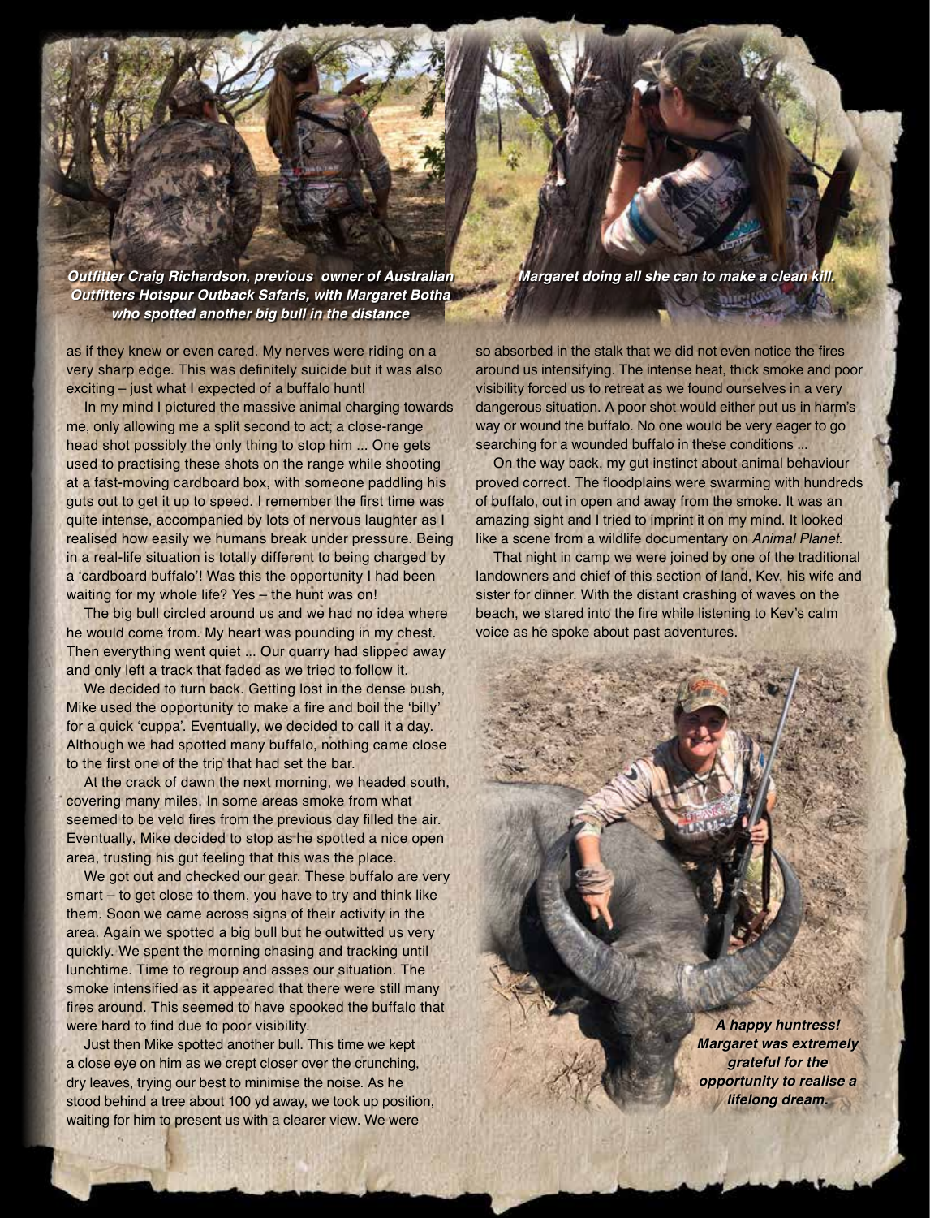*Outfitter Craig Richardson, previous owner of Australian Outfitters Hotspur Outback Safaris, with Margaret Botha who spotted another big bull in the distance*

*Margaret doing all she can to make a clean kill.*

as if they knew or even cared. My nerves were riding on a very sharp edge. This was definitely suicide but it was also exciting – just what I expected of a buffalo hunt!

In my mind I pictured the massive animal charging towards me, only allowing me a split second to act; a close-range head shot possibly the only thing to stop him ... One gets used to practising these shots on the range while shooting at a fast-moving cardboard box, with someone paddling his guts out to get it up to speed. I remember the first time was quite intense, accompanied by lots of nervous laughter as I realised how easily we humans break under pressure. Being in a real-life situation is totally different to being charged by a 'cardboard buffalo'! Was this the opportunity I had been waiting for my whole life? Yes – the hunt was on!

The big bull circled around us and we had no idea where he would come from. My heart was pounding in my chest. Then everything went quiet ... Our quarry had slipped away and only left a track that faded as we tried to follow it.

We decided to turn back. Getting lost in the dense bush, Mike used the opportunity to make a fire and boil the 'billy' for a quick 'cuppa'. Eventually, we decided to call it a day. Although we had spotted many buffalo, nothing came close to the first one of the trip that had set the bar.

At the crack of dawn the next morning, we headed south, covering many miles. In some areas smoke from what seemed to be veld fires from the previous day filled the air. Eventually, Mike decided to stop as he spotted a nice open area, trusting his gut feeling that this was the place.

We got out and checked our gear. These buffalo are very smart – to get close to them, you have to try and think like them. Soon we came across signs of their activity in the area. Again we spotted a big bull but he outwitted us very quickly. We spent the morning chasing and tracking until lunchtime. Time to regroup and asses our situation. The smoke intensified as it appeared that there were still many fires around. This seemed to have spooked the buffalo that were hard to find due to poor visibility.

Just then Mike spotted another bull. This time we kept a close eye on him as we crept closer over the crunching, dry leaves, trying our best to minimise the noise. As he stood behind a tree about 100 yd away, we took up position, waiting for him to present us with a clearer view. We were so absorbed in the stalk that we did not even notice the fires around us intensifying. The intense heat, thick smoke and poor visibility forced us to retreat as we found ourselves in a very dangerous situation. A poor shot would either put us in harm's way or wound the buffalo. No one would be very eager to go searching for a wounded buffalo in these conditions ...

On the way back, my gut instinct about animal behaviour proved correct. The floodplains were swarming with hundreds of buffalo, out in open and away from the smoke. It was an amazing sight and I tried to imprint it on my mind. It looked like a scene from a wildlife documentary on *Animal Planet.*

That night in camp we were joined by one of the traditional landowners and chief of this section of land, Kev, his wife and sister for dinner. With the distant crashing of waves on the beach, we stared into the fire while listening to Kev's calm voice as he spoke about past adventures.

*A happy huntress! Margaret was extremely grateful for the opportunity to realise a lifelong dream.*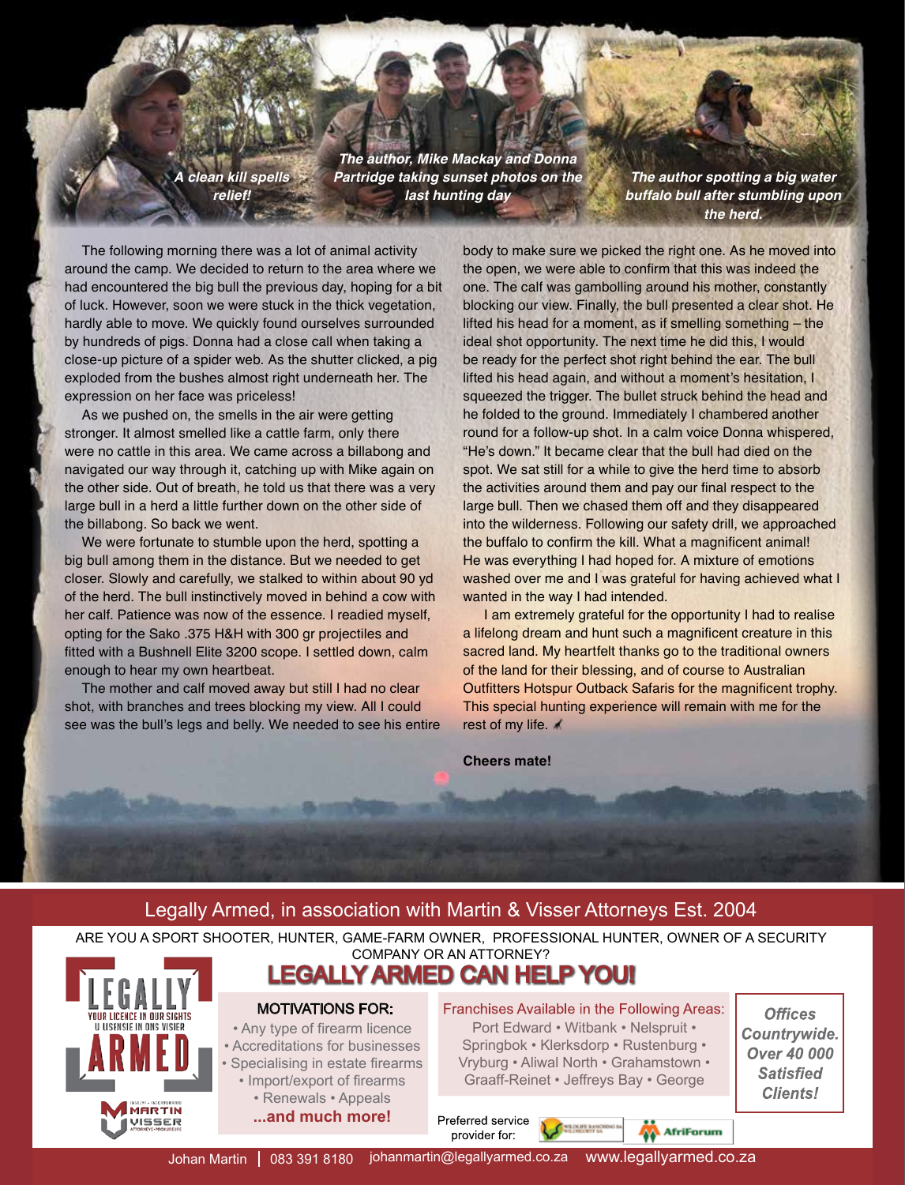*A clean kill spells relief!*

*The author, Mike Mackay and Donna Partridge taking sunset photos on the last hunting day*

*The author spotting a big water buffalo bull after stumbling upon the herd.*

The following morning there was a lot of animal activity around the camp. We decided to return to the area where we had encountered the big bull the previous day, hoping for a bit of luck. However, soon we were stuck in the thick vegetation, hardly able to move. We quickly found ourselves surrounded by hundreds of pigs. Donna had a close call when taking a close-up picture of a spider web. As the shutter clicked, a pig exploded from the bushes almost right underneath her. The expression on her face was priceless!

As we pushed on, the smells in the air were getting stronger. It almost smelled like a cattle farm, only there were no cattle in this area. We came across a billabong and navigated our way through it, catching up with Mike again on the other side. Out of breath, he told us that there was a very large bull in a herd a little further down on the other side of the billabong. So back we went.

We were fortunate to stumble upon the herd, spotting a big bull among them in the distance. But we needed to get closer. Slowly and carefully, we stalked to within about 90 yd of the herd. The bull instinctively moved in behind a cow with her calf. Patience was now of the essence. I readied myself, opting for the Sako .375 H&H with 300 gr projectiles and fitted with a Bushnell Elite 3200 scope. I settled down, calm enough to hear my own heartbeat.

The mother and calf moved away but still I had no clear shot, with branches and trees blocking my view. All I could see was the bull's legs and belly. We needed to see his entire body to make sure we picked the right one. As he moved into the open, we were able to confirm that this was indeed the one. The calf was gambolling around his mother, constantly blocking our view. Finally, the bull presented a clear shot. He lifted his head for a moment, as if smelling something – the ideal shot opportunity. The next time he did this, I would be ready for the perfect shot right behind the ear. The bull lifted his head again, and without a moment's hesitation, I squeezed the trigger. The bullet struck behind the head and he folded to the ground. Immediately I chambered another round for a follow-up shot. In a calm voice Donna whispered, "He's down." It became clear that the bull had died on the spot. We sat still for a while to give the herd time to absorb the activities around them and pay our final respect to the large bull. Then we chased them off and they disappeared into the wilderness. Following our safety drill, we approached the buffalo to confirm the kill. What a magnificent animal! He was everything I had hoped for. A mixture of emotions washed over me and I was grateful for having achieved what I wanted in the way I had intended.

I am extremely grateful for the opportunity I had to realise a lifelong dream and hunt such a magnificent creature in this sacred land. My heartfelt thanks go to the traditional owners of the land for their blessing, and of course to Australian Outfitters Hotspur Outback Safaris for the magnificent trophy. This special hunting experience will remain with me for the rest of my life.

**Cheers mate!**

---

Legally Armed, in association with Martin & Visser Attorneys Est. 2004

ARE YOU A SPORT SHOOTER, HUNTER, GAME-FARM OWNER, PROFESSIONAL HUNTER, OWNER OF A SECURITY COMPANY OR AN ATTORNEY?

## LEGALLY ARMED CAN HELP YOU!

LEGALLY ARMED — YOUR LICENCE IN OUR SIGHTS / U LISENSIE IN ONS VISIER

MARTIN VISSER

**MOTIVATIONS FOR:**

- Any type of firearm licence
- Accreditations for businesses
- Specialising in estate firearms
- Import/export of firearms
- Renewals • Appeals

**...and much more!**

Franchises Available in the Following Areas:
Port Edward • Witbank • Nelspruit • Springbok • Klerksdorp • Rustenburg • Vryburg • Aliwal North • Grahamstown • Graaff-Reinet • Jeffreys Bay • George

Preferred service provider for: Wildlife Ranching SA, AfriForum

*Offices Countrywide. Over 40 000 Satisfied Clients!*

Johan Martin | 083 391 8180 johanmartin@legallyarmed.co.za www.legallyarmed.co.za